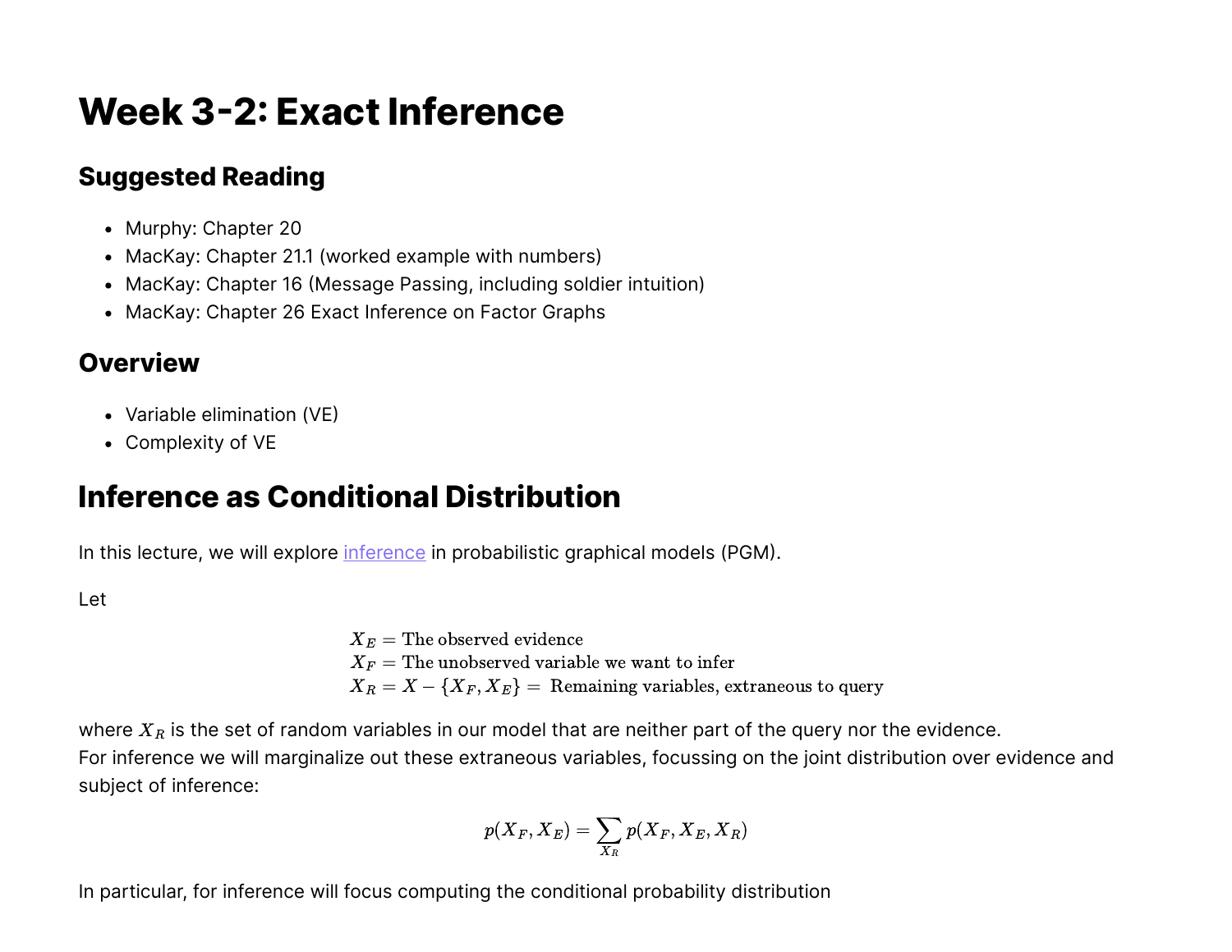# Week 3-2: Exact Inference

## Suggested Reading

- Murphy: Chapter 20
- MacKay: Chapter 21.1 (worked example with numbers)
- MacKay: Chapter 16 (Message Passing, including soldier intuition)
- MacKay: Chapter 26 Exact Inference on Factor Graphs

## Overview

- Variable elimination (VE)
- Complexity of VE

# Inference as Conditional Distribution

In this lecture, we will explore inference in probabilistic graphical models (PGM).

Let

$$
\begin{aligned}
&X_E = \text{The observed evidence} \\
&X_F = \text{The unobserved variable we want to infer} \\
&X_R = X - \{X_F, X_E\} = \text{ Remaining variables, extraneous to query}
\end{aligned}
$$

where $X_R$ is the set of random variables in our model that are neither part of the query nor the evidence.
For inference we will marginalize out these extraneous variables, focussing on the joint distribution over evidence and subject of inference:

$$
p(X_F, X_E) = \sum_{X_R} p(X_F, X_E, X_R)
$$

In particular, for inference will focus computing the conditional probability distribution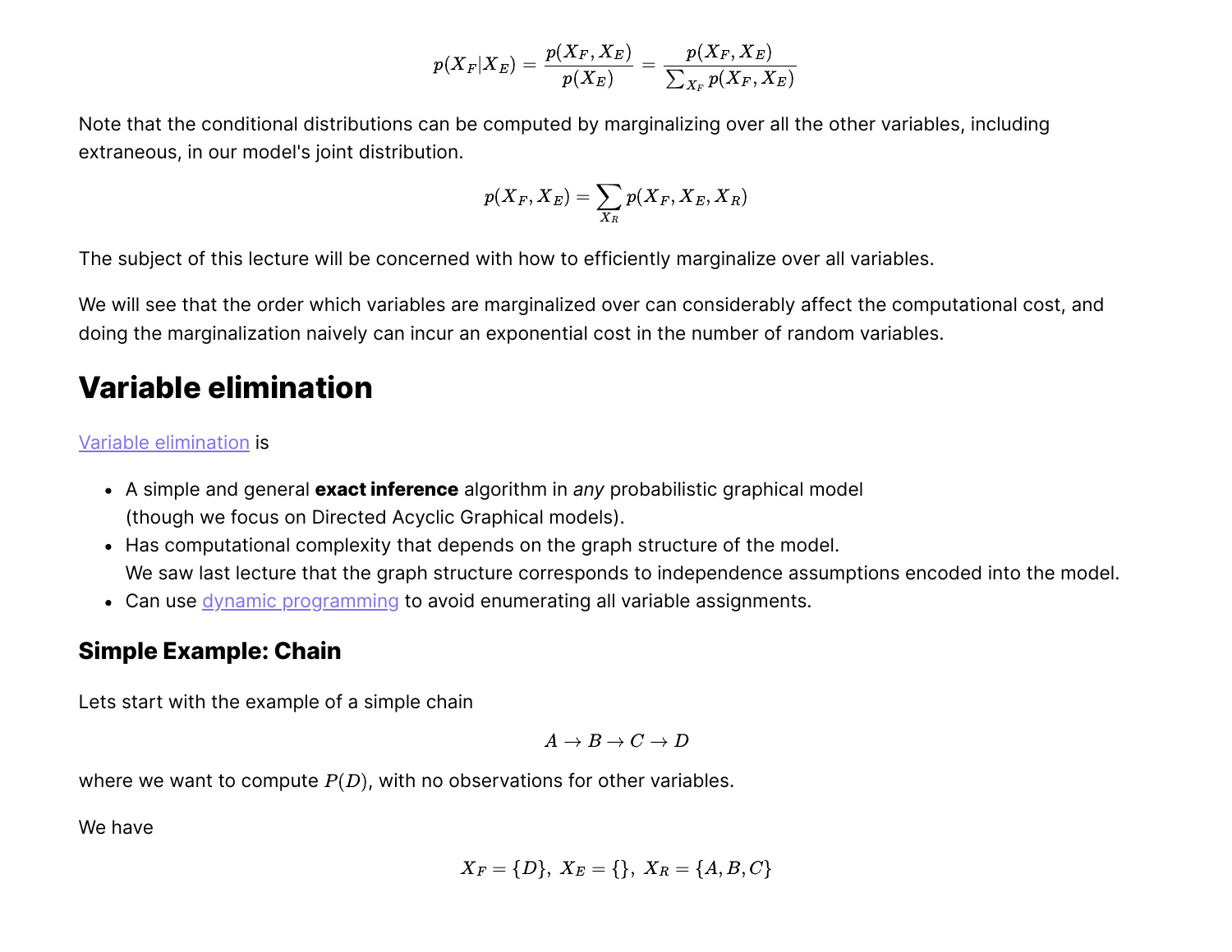$$p(X_F|X_E) = \frac{p(X_F, X_E)}{p(X_E)} = \frac{p(X_F, X_E)}{\sum_{X_F} p(X_F, X_E)}$$

Note that the conditional distributions can be computed by marginalizing over all the other variables, including extraneous, in our model's joint distribution.

$$p(X_F, X_E) = \sum_{X_R} p(X_F, X_E, X_R)$$

The subject of this lecture will be concerned with how to efficiently marginalize over all variables.

We will see that the order which variables are marginalized over can considerably affect the computational cost, and doing the marginalization naively can incur an exponential cost in the number of random variables.

# Variable elimination

Variable elimination is

- A simple and general **exact inference** algorithm in *any* probabilistic graphical model (though we focus on Directed Acyclic Graphical models).
- Has computational complexity that depends on the graph structure of the model. We saw last lecture that the graph structure corresponds to independence assumptions encoded into the model.
- Can use dynamic programming to avoid enumerating all variable assignments.

## Simple Example: Chain

Lets start with the example of a simple chain

$$A \to B \to C \to D$$

where we want to compute $P(D)$, with no observations for other variables.

We have

$$X_F = \{D\},\ X_E = \{\},\ X_R = \{A, B, C\}$$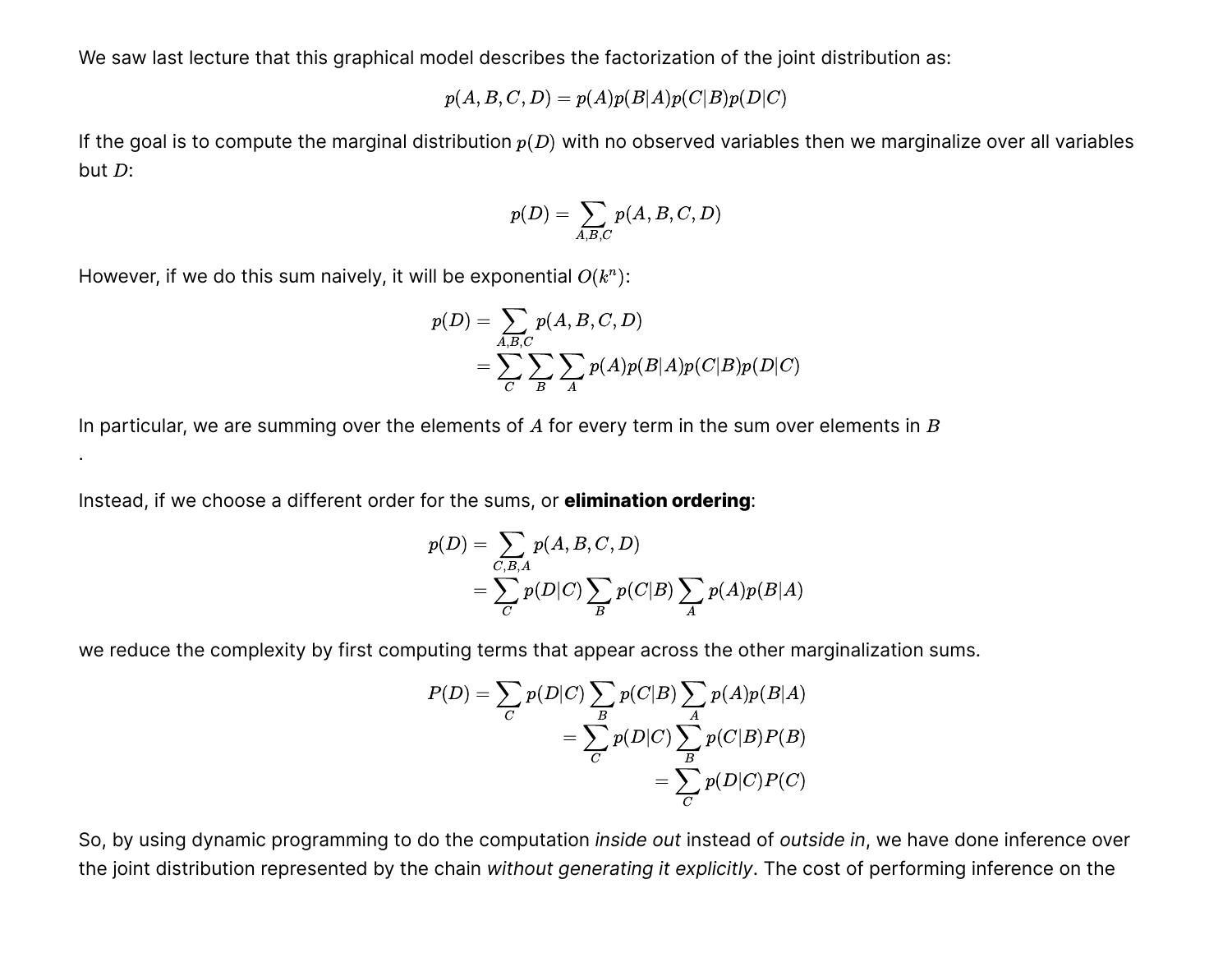We saw last lecture that this graphical model describes the factorization of the joint distribution as:

$$p(A, B, C, D) = p(A)p(B|A)p(C|B)p(D|C)$$

If the goal is to compute the marginal distribution $p(D)$ with no observed variables then we marginalize over all variables but $D$:

$$p(D) = \sum_{A,B,C} p(A, B, C, D)$$

However, if we do this sum naively, it will be exponential $O(k^n)$:

$$\begin{aligned}
p(D) &= \sum_{A,B,C} p(A, B, C, D) \\
&= \sum_{C} \sum_{B} \sum_{A} p(A)p(B|A)p(C|B)p(D|C)
\end{aligned}$$

In particular, we are summing over the elements of $A$ for every term in the sum over elements in $B$

.

Instead, if we choose a different order for the sums, or **elimination ordering**:

$$\begin{aligned}
p(D) &= \sum_{C,B,A} p(A, B, C, D) \\
&= \sum_{C} p(D|C) \sum_{B} p(C|B) \sum_{A} p(A)p(B|A)
\end{aligned}$$

we reduce the complexity by first computing terms that appear across the other marginalization sums.

$$\begin{aligned}
P(D) = \sum_{C} p(D|C) \sum_{B} p(C|B) \sum_{A} p(A)p(B|A) \\
= \sum_{C} p(D|C) \sum_{B} p(C|B)P(B) \\
= \sum_{C} p(D|C)P(C)
\end{aligned}$$

So, by using dynamic programming to do the computation *inside out* instead of *outside in*, we have done inference over the joint distribution represented by the chain *without generating it explicitly*. The cost of performing inference on the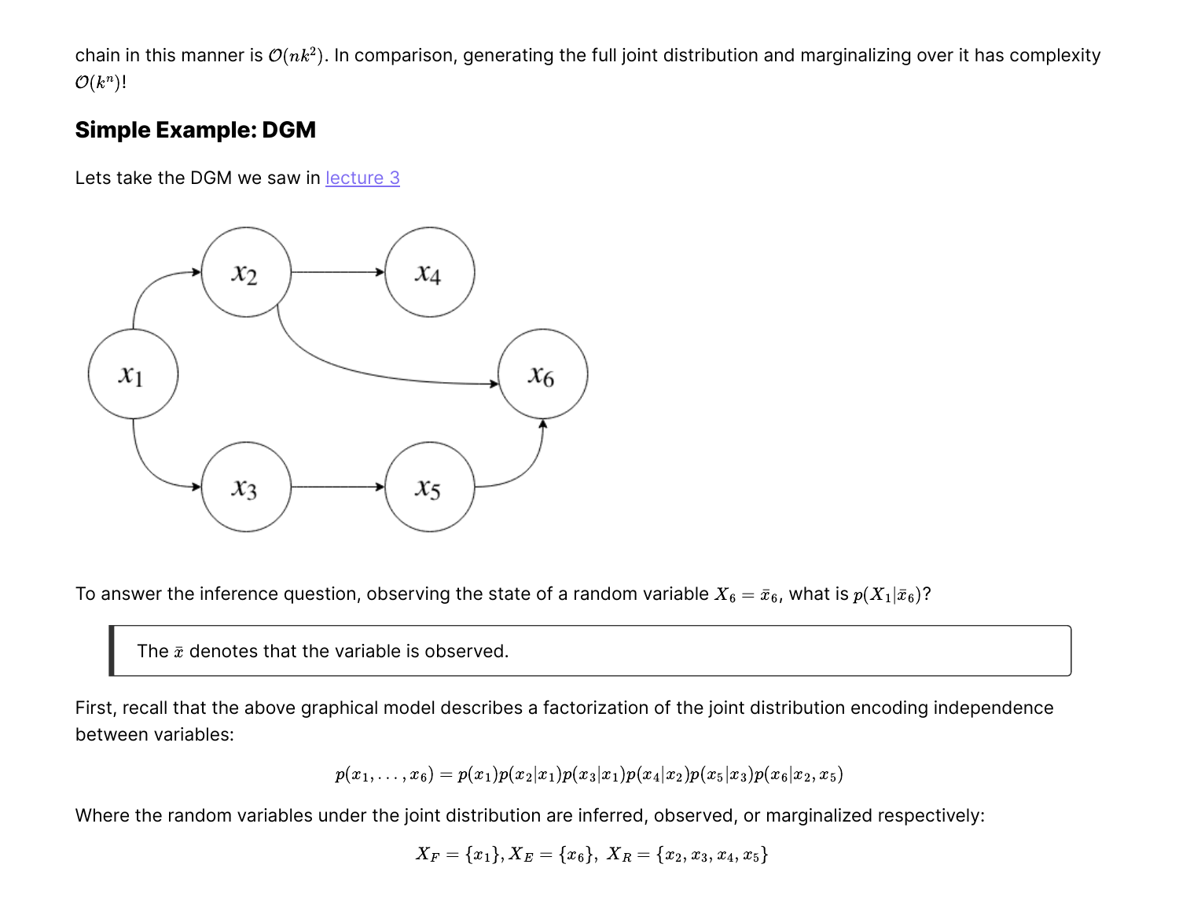chain in this manner is $\mathcal{O}(nk^2)$. In comparison, generating the full joint distribution and marginalizing over it has complexity $\mathcal{O}(k^n)$!

## Simple Example: DGM

Lets take the DGM we saw in lecture 3

To answer the inference question, observing the state of a random variable $X_6 = \bar{x}_6$, what is $p(X_1|\bar{x}_6)$?

> The $\bar{x}$ denotes that the variable is observed.

First, recall that the above graphical model describes a factorization of the joint distribution encoding independence between variables:

$$p(x_1, \ldots, x_6) = p(x_1)p(x_2|x_1)p(x_3|x_1)p(x_4|x_2)p(x_5|x_3)p(x_6|x_2, x_5)$$

Where the random variables under the joint distribution are inferred, observed, or marginalized respectively:

$$X_F = \{x_1\}, X_E = \{x_6\},\ X_R = \{x_2, x_3, x_4, x_5\}$$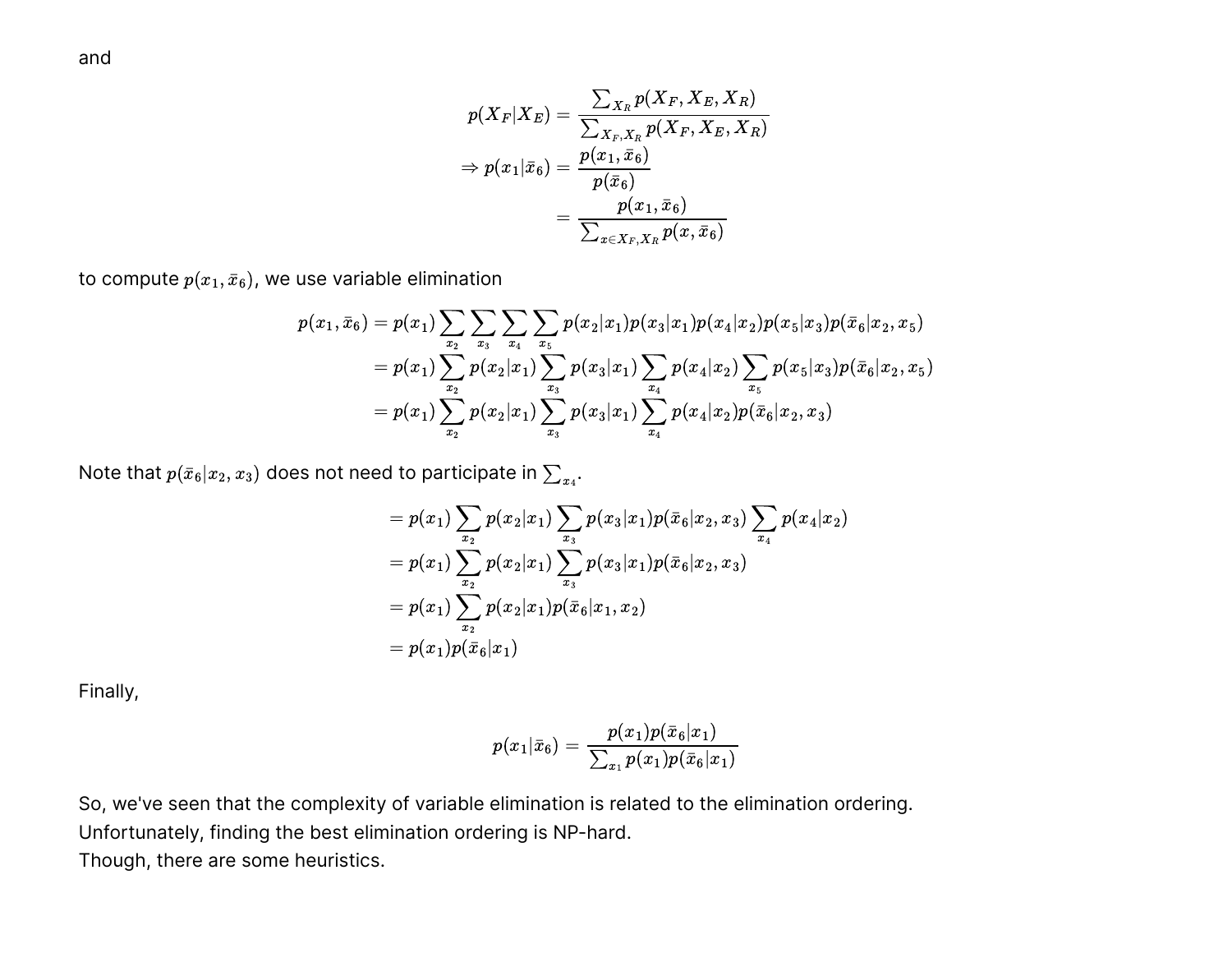and

$$
\begin{aligned}
p(X_F|X_E) &= \frac{\sum_{X_R} p(X_F, X_E, X_R)}{\sum_{X_F, X_R} p(X_F, X_E, X_R)} \\
\Rightarrow p(x_1|\bar{x}_6) &= \frac{p(x_1, \bar{x}_6)}{p(\bar{x}_6)} \\
&= \frac{p(x_1, \bar{x}_6)}{\sum_{x \in X_F, X_R} p(x, \bar{x}_6)}
\end{aligned}
$$

to compute $p(x_1, \bar{x}_6)$, we use variable elimination

$$
\begin{aligned}
p(x_1, \bar{x}_6) &= p(x_1) \sum_{x_2} \sum_{x_3} \sum_{x_4} \sum_{x_5} p(x_2|x_1) p(x_3|x_1) p(x_4|x_2) p(x_5|x_3) p(\bar{x}_6|x_2, x_5) \\
&= p(x_1) \sum_{x_2} p(x_2|x_1) \sum_{x_3} p(x_3|x_1) \sum_{x_4} p(x_4|x_2) \sum_{x_5} p(x_5|x_3) p(\bar{x}_6|x_2, x_5) \\
&= p(x_1) \sum_{x_2} p(x_2|x_1) \sum_{x_3} p(x_3|x_1) \sum_{x_4} p(x_4|x_2) p(\bar{x}_6|x_2, x_3)
\end{aligned}
$$

Note that $p(\bar{x}_6|x_2, x_3)$ does not need to participate in $\sum_{x_4}$.

$$
\begin{aligned}
&= p(x_1) \sum_{x_2} p(x_2|x_1) \sum_{x_3} p(x_3|x_1) p(\bar{x}_6|x_2, x_3) \sum_{x_4} p(x_4|x_2) \\
&= p(x_1) \sum_{x_2} p(x_2|x_1) \sum_{x_3} p(x_3|x_1) p(\bar{x}_6|x_2, x_3) \\
&= p(x_1) \sum_{x_2} p(x_2|x_1) p(\bar{x}_6|x_1, x_2) \\
&= p(x_1) p(\bar{x}_6|x_1)
\end{aligned}
$$

Finally,

$$
p(x_1|\bar{x}_6) = \frac{p(x_1) p(\bar{x}_6|x_1)}{\sum_{x_1} p(x_1) p(\bar{x}_6|x_1)}
$$

So, we've seen that the complexity of variable elimination is related to the elimination ordering.
Unfortunately, finding the best elimination ordering is NP-hard.
Though, there are some heuristics.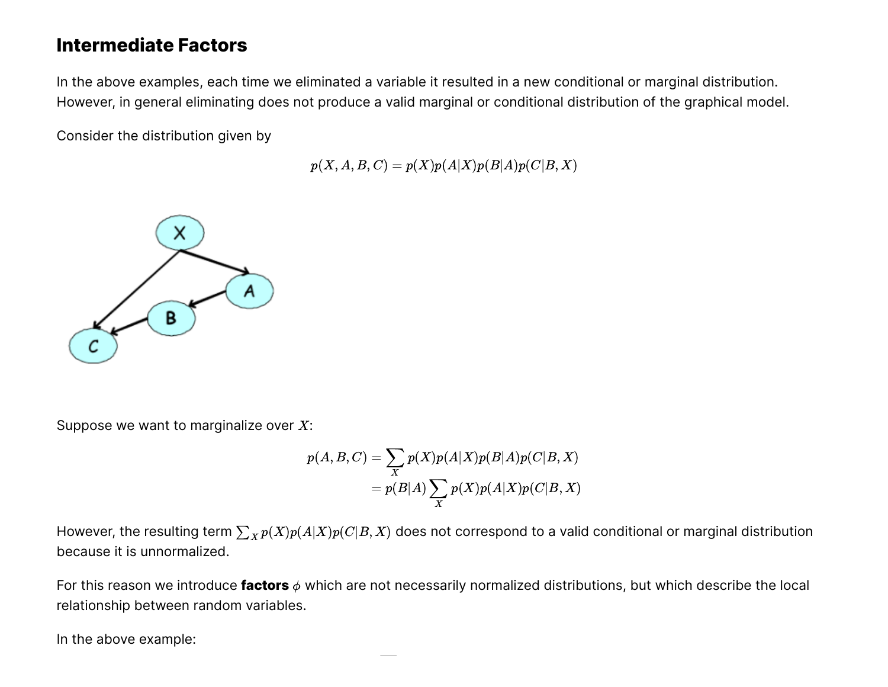## Intermediate Factors

In the above examples, each time we eliminated a variable it resulted in a new conditional or marginal distribution. However, in general eliminating does not produce a valid marginal or conditional distribution of the graphical model.

Consider the distribution given by

$$p(X, A, B, C) = p(X)p(A|X)p(B|A)p(C|B, X)$$

Suppose we want to marginalize over $X$:

$$\begin{aligned} p(A, B, C) &= \sum_X p(X)p(A|X)p(B|A)p(C|B, X) \\ &= p(B|A) \sum_X p(X)p(A|X)p(C|B, X) \end{aligned}$$

However, the resulting term $\sum_X p(X)p(A|X)p(C|B, X)$ does not correspond to a valid conditional or marginal distribution because it is unnormalized.

For this reason we introduce **factors** $\phi$ which are not necessarily normalized distributions, but which describe the local relationship between random variables.

In the above example: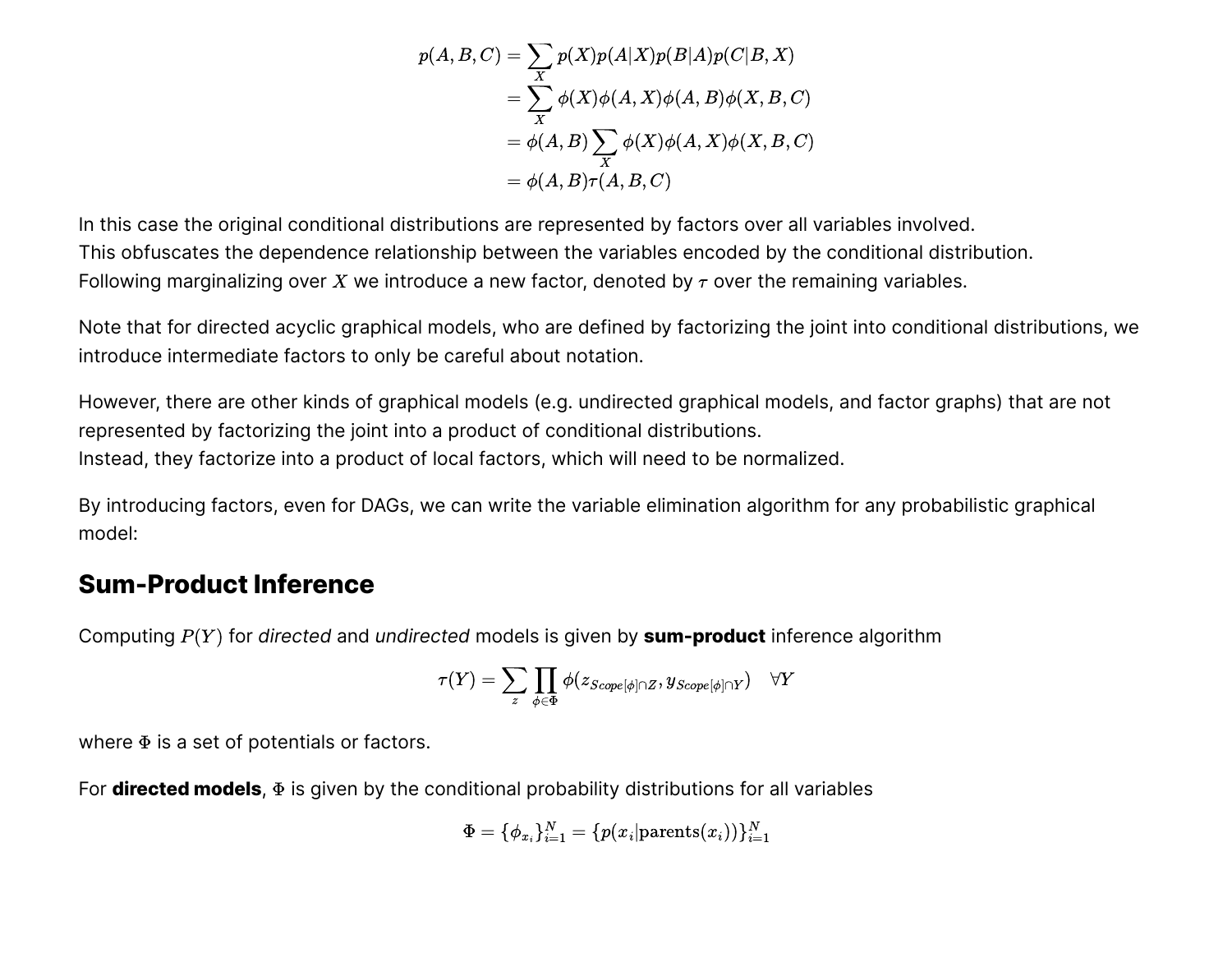$$
\begin{aligned}
p(A,B,C) &= \sum_X p(X)p(A|X)p(B|A)p(C|B,X) \\
&= \sum_X \phi(X)\phi(A,X)\phi(A,B)\phi(X,B,C) \\
&= \phi(A,B)\sum_X \phi(X)\phi(A,X)\phi(X,B,C) \\
&= \phi(A,B)\tau(A,B,C)
\end{aligned}
$$

In this case the original conditional distributions are represented by factors over all variables involved.
This obfuscates the dependence relationship between the variables encoded by the conditional distribution.
Following marginalizing over $X$ we introduce a new factor, denoted by $\tau$ over the remaining variables.

Note that for directed acyclic graphical models, who are defined by factorizing the joint into conditional distributions, we introduce intermediate factors to only be careful about notation.

However, there are other kinds of graphical models (e.g. undirected graphical models, and factor graphs) that are not represented by factorizing the joint into a product of conditional distributions.
Instead, they factorize into a product of local factors, which will need to be normalized.

By introducing factors, even for DAGs, we can write the variable elimination algorithm for any probabilistic graphical model:

## Sum-Product Inference

Computing $P(Y)$ for *directed* and *undirected* models is given by **sum-product** inference algorithm

$$
\tau(Y) = \sum_z \prod_{\phi \in \Phi} \phi(z_{Scope[\phi]\cap Z}, y_{Scope[\phi]\cap Y}) \quad \forall Y
$$

where $\Phi$ is a set of potentials or factors.

For **directed models**, $\Phi$ is given by the conditional probability distributions for all variables

$$
\Phi = \{\phi_{x_i}\}_{i=1}^N = \{p(x_i|\text{parents}(x_i))\}_{i=1}^N
$$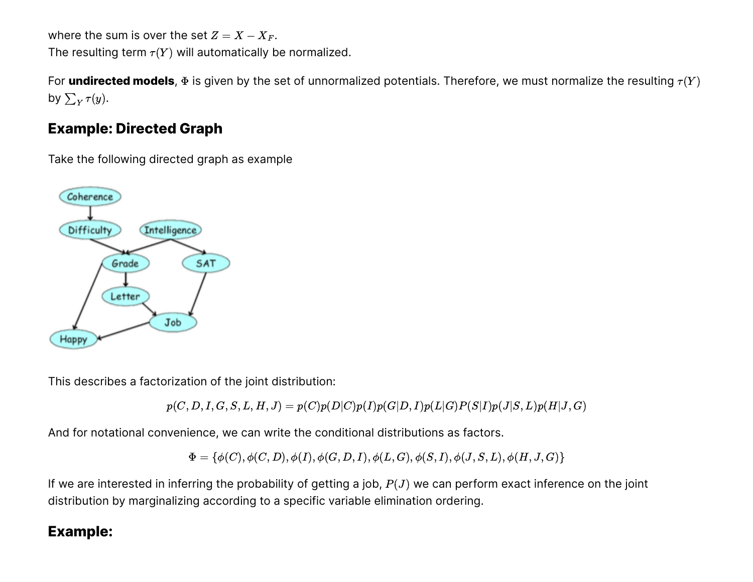where the sum is over the set $Z = X - X_F$.
The resulting term $\tau(Y)$ will automatically be normalized.

For **undirected models**, $\Phi$ is given by the set of unnormalized potentials. Therefore, we must normalize the resulting $\tau(Y)$ by $\sum_Y \tau(y)$.

## Example: Directed Graph

Take the following directed graph as example

This describes a factorization of the joint distribution:

$$p(C, D, I, G, S, L, H, J) = p(C)p(D|C)p(I)p(G|D, I)p(L|G)P(S|I)p(J|S, L)p(H|J, G)$$

And for notational convenience, we can write the conditional distributions as factors.

$$\Phi = \{\phi(C), \phi(C, D), \phi(I), \phi(G, D, I), \phi(L, G), \phi(S, I), \phi(J, S, L), \phi(H, J, G)\}$$

If we are interested in inferring the probability of getting a job, $P(J)$ we can perform exact inference on the joint distribution by marginalizing according to a specific variable elimination ordering.

## Example: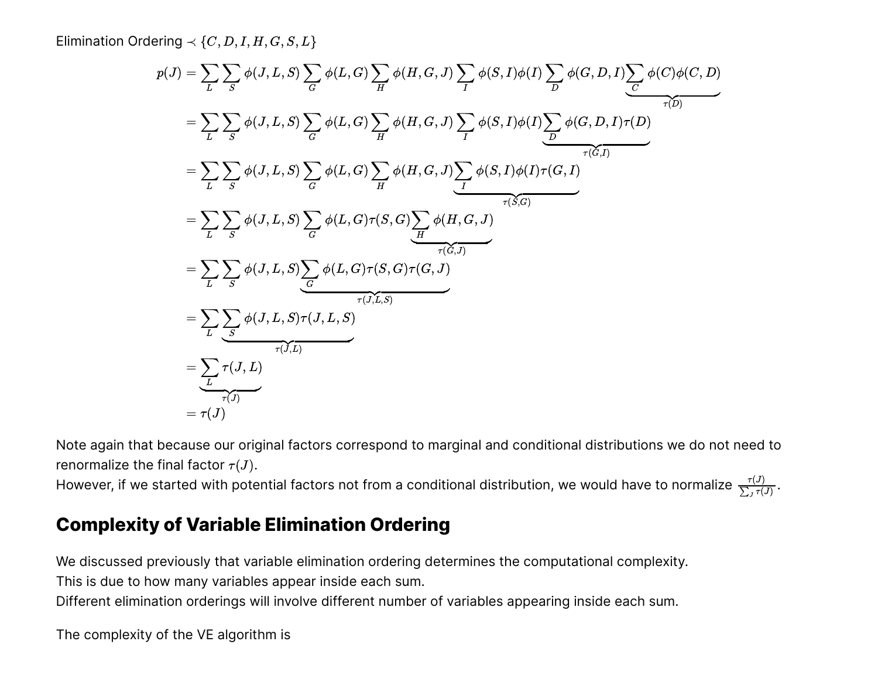Elimination Ordering $\prec \{C, D, I, H, G, S, L\}$

$$
\begin{aligned}
p(J) &= \sum_L \sum_S \phi(J,L,S) \sum_G \phi(L,G) \sum_H \phi(H,G,J) \sum_I \phi(S,I)\phi(I) \sum_D \phi(G,D,I) \underbrace{\sum_C \phi(C)\phi(C,D)}_{\tau(D)} \\
&= \sum_L \sum_S \phi(J,L,S) \sum_G \phi(L,G) \sum_H \phi(H,G,J) \sum_I \phi(S,I)\phi(I) \underbrace{\sum_D \phi(G,D,I)\tau(D)}_{\tau(G,I)} \\
&= \sum_L \sum_S \phi(J,L,S) \sum_G \phi(L,G) \sum_H \phi(H,G,J) \underbrace{\sum_I \phi(S,I)\phi(I)\tau(G,I)}_{\tau(S,G)} \\
&= \sum_L \sum_S \phi(J,L,S) \sum_G \phi(L,G)\tau(S,G) \underbrace{\sum_H \phi(H,G,J)}_{\tau(G,J)} \\
&= \sum_L \sum_S \phi(J,L,S) \underbrace{\sum_G \phi(L,G)\tau(S,G)\tau(G,J)}_{\tau(J,L,S)} \\
&= \sum_L \underbrace{\sum_S \phi(J,L,S)\tau(J,L,S)}_{\tau(J,L)} \\
&= \underbrace{\sum_L \tau(J,L)}_{\tau(J)} \\
&= \tau(J)
\end{aligned}
$$

Note again that because our original factors correspond to marginal and conditional distributions we do not need to renormalize the final factor $\tau(J)$.
However, if we started with potential factors not from a conditional distribution, we would have to normalize $\frac{\tau(J)}{\sum_J \tau(J)}$.

## Complexity of Variable Elimination Ordering

We discussed previously that variable elimination ordering determines the computational complexity.
This is due to how many variables appear inside each sum.
Different elimination orderings will involve different number of variables appearing inside each sum.

The complexity of the VE algorithm is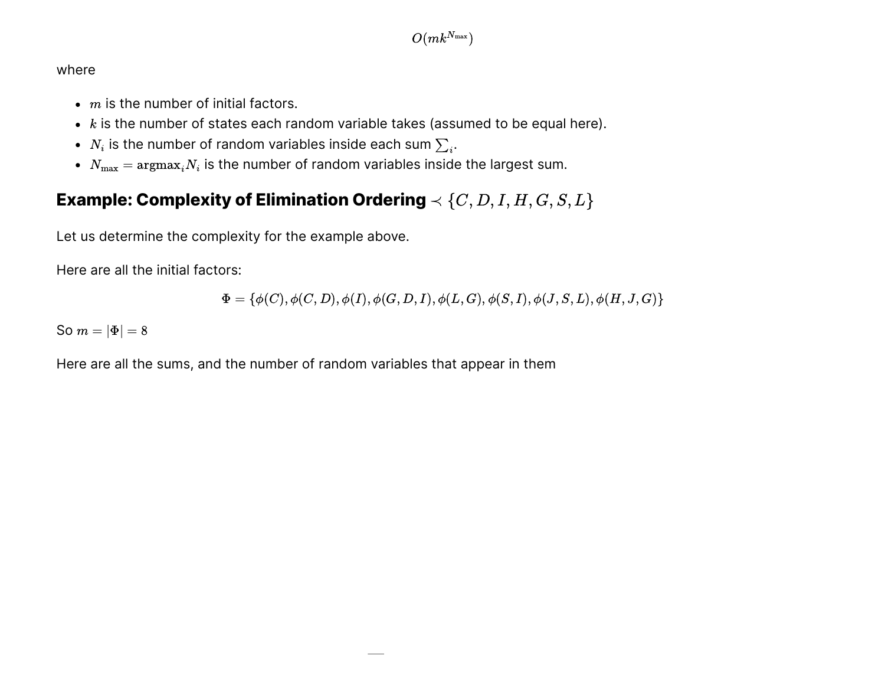$$O(mk^{N_{\max}})$$

where

- $m$ is the number of initial factors.
- $k$ is the number of states each random variable takes (assumed to be equal here).
- $N_i$ is the number of random variables inside each sum $\sum_i$.
- $N_{\max} = \mathrm{argmax}_i N_i$ is the number of random variables inside the largest sum.

## Example: Complexity of Elimination Ordering $\prec \{C, D, I, H, G, S, L\}$

Let us determine the complexity for the example above.

Here are all the initial factors:

$$\Phi = \{\phi(C), \phi(C, D), \phi(I), \phi(G, D, I), \phi(L, G), \phi(S, I), \phi(J, S, L), \phi(H, J, G)\}$$

So $m = |\Phi| = 8$

Here are all the sums, and the number of random variables that appear in them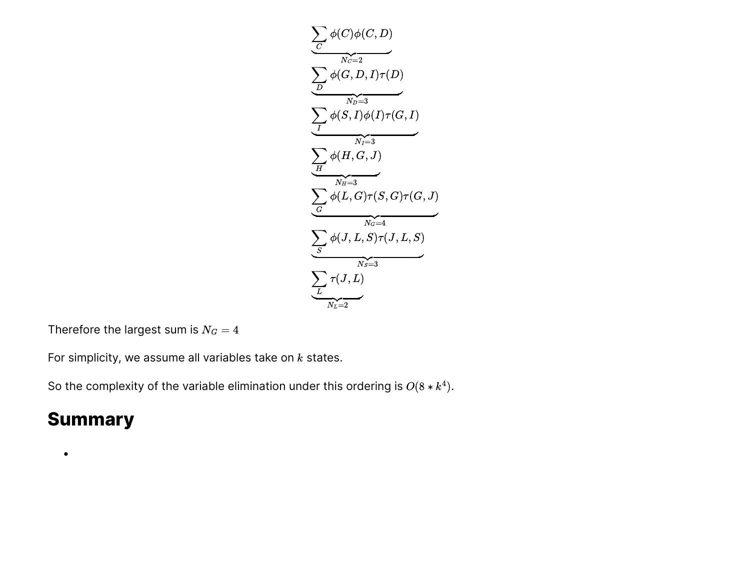$$\underbrace{\sum_C \phi(C)\phi(C,D)}_{N_C=2}$$

$$\underbrace{\sum_D \phi(G,D,I)\tau(D)}_{N_D=3}$$

$$\underbrace{\sum_I \phi(S,I)\phi(I)\tau(G,I)}_{N_I=3}$$

$$\underbrace{\sum_H \phi(H,G,J)}_{N_H=3}$$

$$\underbrace{\sum_G \phi(L,G)\tau(S,G)\tau(G,J)}_{N_G=4}$$

$$\underbrace{\sum_S \phi(J,L,S)\tau(J,L,S)}_{N_S=3}$$

$$\underbrace{\sum_L \tau(J,L)}_{N_L=2}$$

Therefore the largest sum is $N_G = 4$

For simplicity, we assume all variables take on $k$ states.

So the complexity of the variable elimination under this ordering is $O(8 * k^4)$.

## Summary

-